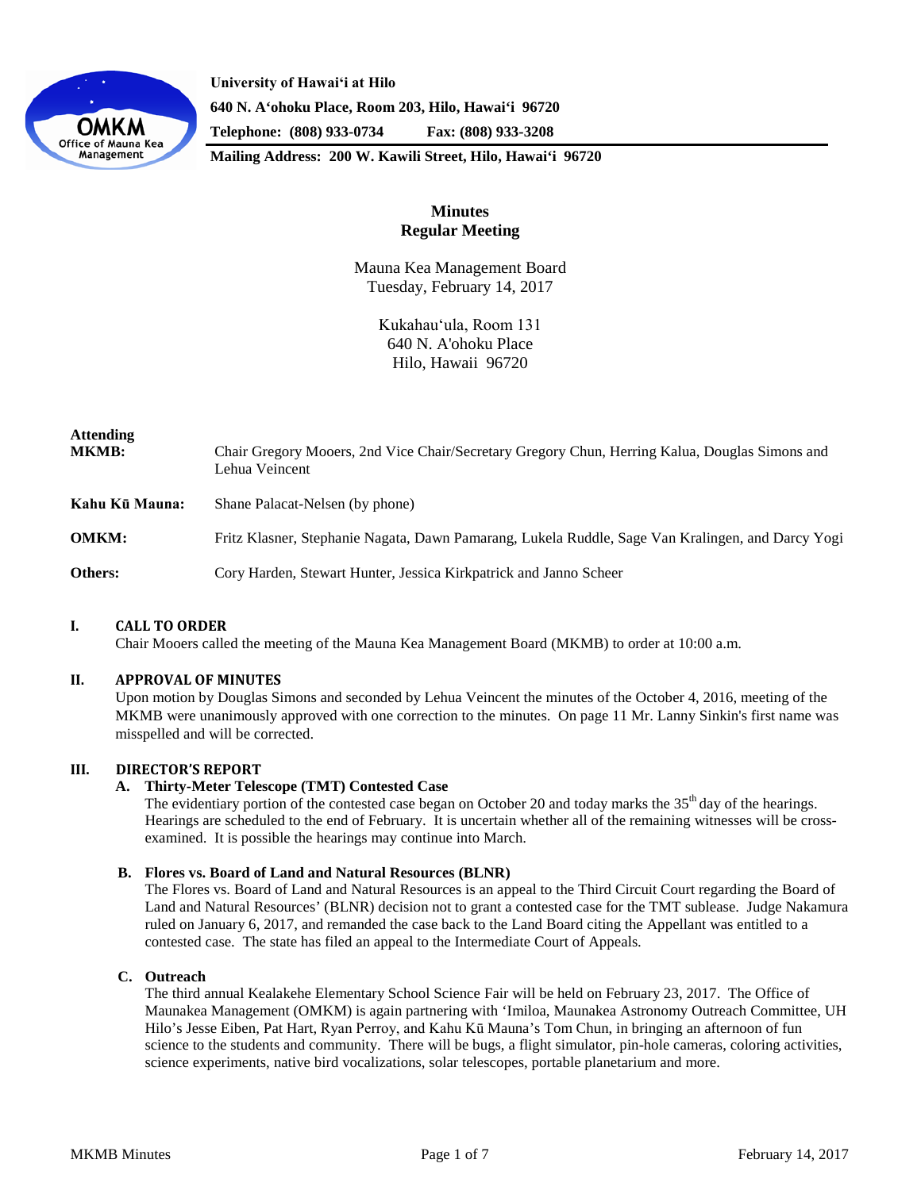University of Hawaiʻi at Hilo
640 N. Aʻohoku Place, Room 203, Hilo, Hawaiʻi 96720
Telephone: (808) 933-0734 Fax: (808) 933-3208
Mailing Address: 200 W. Kawili Street, Hilo, Hawaiʻi 96720

# Minutes
## Regular Meeting

Mauna Kea Management Board
Tuesday, February 14, 2017

Kukahauʻula, Room 131
640 N. A'ohoku Place
Hilo, Hawaii 96720

**Attending MKMB:** Chair Gregory Mooers, 2nd Vice Chair/Secretary Gregory Chun, Herring Kalua, Douglas Simons and Lehua Veincent

**Kahu Kū Mauna:** Shane Palacat-Nelsen (by phone)

**OMKM:** Fritz Klasner, Stephanie Nagata, Dawn Pamarang, Lukela Ruddle, Sage Van Kralingen, and Darcy Yogi

**Others:** Cory Harden, Stewart Hunter, Jessica Kirkpatrick and Janno Scheer

### I. CALL TO ORDER

Chair Mooers called the meeting of the Mauna Kea Management Board (MKMB) to order at 10:00 a.m.

### II. APPROVAL OF MINUTES

Upon motion by Douglas Simons and seconded by Lehua Veincent the minutes of the October 4, 2016, meeting of the MKMB were unanimously approved with one correction to the minutes. On page 11 Mr. Lanny Sinkin's first name was misspelled and will be corrected.

### III. DIRECTOR'S REPORT

**A. Thirty-Meter Telescope (TMT) Contested Case**

The evidentiary portion of the contested case began on October 20 and today marks the 35th day of the hearings. Hearings are scheduled to the end of February. It is uncertain whether all of the remaining witnesses will be cross-examined. It is possible the hearings may continue into March.

**B. Flores vs. Board of Land and Natural Resources (BLNR)**

The Flores vs. Board of Land and Natural Resources is an appeal to the Third Circuit Court regarding the Board of Land and Natural Resources' (BLNR) decision not to grant a contested case for the TMT sublease. Judge Nakamura ruled on January 6, 2017, and remanded the case back to the Land Board citing the Appellant was entitled to a contested case. The state has filed an appeal to the Intermediate Court of Appeals.

**C. Outreach**

The third annual Kealakehe Elementary School Science Fair will be held on February 23, 2017. The Office of Maunakea Management (OMKM) is again partnering with ʻImiloa, Maunakea Astronomy Outreach Committee, UH Hilo's Jesse Eiben, Pat Hart, Ryan Perroy, and Kahu Kū Mauna's Tom Chun, in bringing an afternoon of fun science to the students and community. There will be bugs, a flight simulator, pin-hole cameras, coloring activities, science experiments, native bird vocalizations, solar telescopes, portable planetarium and more.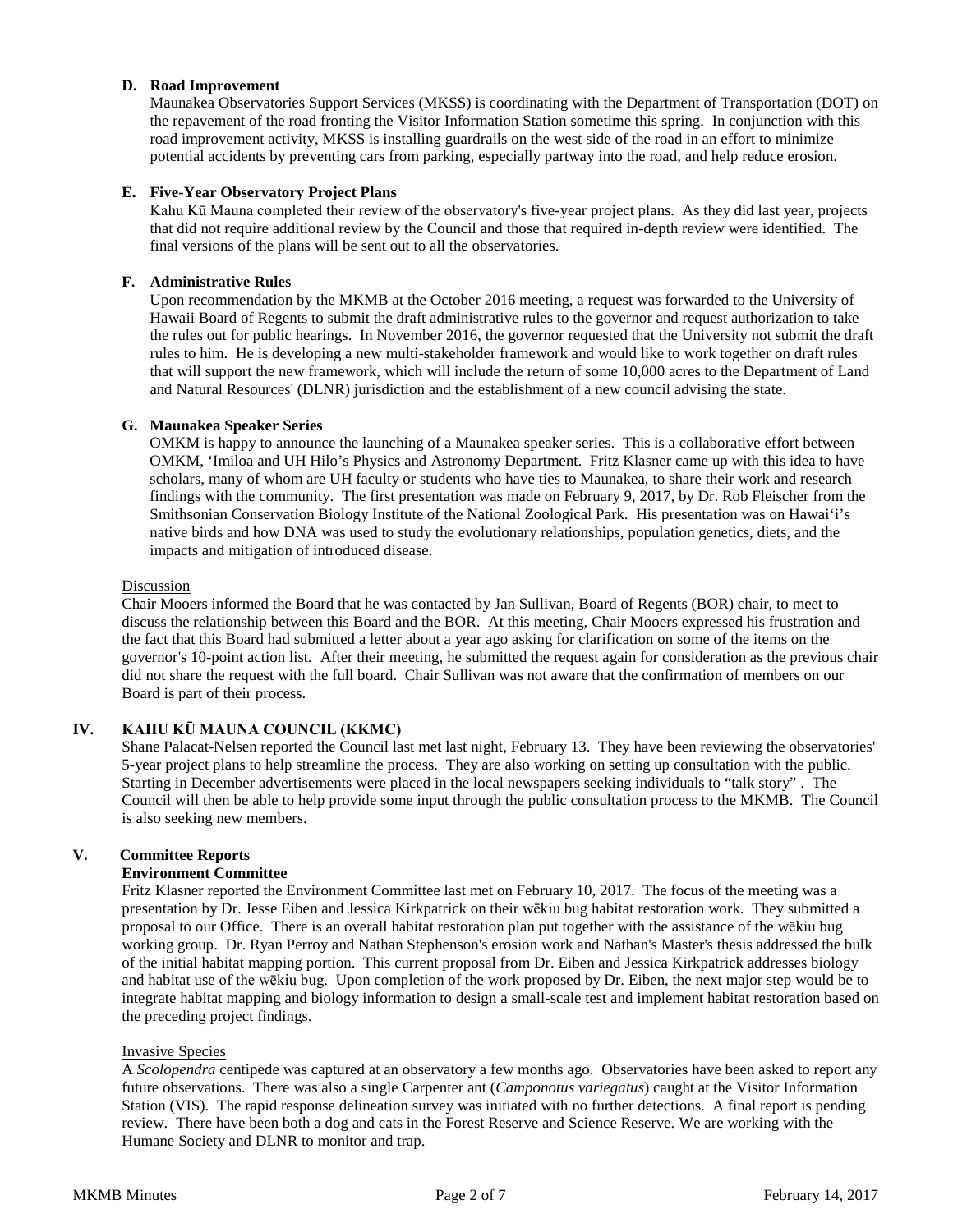### D. Road Improvement

Maunakea Observatories Support Services (MKSS) is coordinating with the Department of Transportation (DOT) on the repavement of the road fronting the Visitor Information Station sometime this spring. In conjunction with this road improvement activity, MKSS is installing guardrails on the west side of the road in an effort to minimize potential accidents by preventing cars from parking, especially partway into the road, and help reduce erosion.

### E. Five-Year Observatory Project Plans

Kahu Kū Mauna completed their review of the observatory's five-year project plans. As they did last year, projects that did not require additional review by the Council and those that required in-depth review were identified. The final versions of the plans will be sent out to all the observatories.

### F. Administrative Rules

Upon recommendation by the MKMB at the October 2016 meeting, a request was forwarded to the University of Hawaii Board of Regents to submit the draft administrative rules to the governor and request authorization to take the rules out for public hearings. In November 2016, the governor requested that the University not submit the draft rules to him. He is developing a new multi-stakeholder framework and would like to work together on draft rules that will support the new framework, which will include the return of some 10,000 acres to the Department of Land and Natural Resources' (DLNR) jurisdiction and the establishment of a new council advising the state.

### G. Maunakea Speaker Series

OMKM is happy to announce the launching of a Maunakea speaker series. This is a collaborative effort between OMKM, ʻImiloa and UH Hilo's Physics and Astronomy Department. Fritz Klasner came up with this idea to have scholars, many of whom are UH faculty or students who have ties to Maunakea, to share their work and research findings with the community. The first presentation was made on February 9, 2017, by Dr. Rob Fleischer from the Smithsonian Conservation Biology Institute of the National Zoological Park. His presentation was on Hawaiʻi's native birds and how DNA was used to study the evolutionary relationships, population genetics, diets, and the impacts and mitigation of introduced disease.

Discussion

Chair Mooers informed the Board that he was contacted by Jan Sullivan, Board of Regents (BOR) chair, to meet to discuss the relationship between this Board and the BOR. At this meeting, Chair Mooers expressed his frustration and the fact that this Board had submitted a letter about a year ago asking for clarification on some of the items on the governor's 10-point action list. After their meeting, he submitted the request again for consideration as the previous chair did not share the request with the full board. Chair Sullivan was not aware that the confirmation of members on our Board is part of their process.

## IV. KAHU KŪ MAUNA COUNCIL (KKMC)

Shane Palacat-Nelsen reported the Council last met last night, February 13. They have been reviewing the observatories' 5-year project plans to help streamline the process. They are also working on setting up consultation with the public. Starting in December advertisements were placed in the local newspapers seeking individuals to "talk story" . The Council will then be able to help provide some input through the public consultation process to the MKMB. The Council is also seeking new members.

## V. Committee Reports

### Environment Committee

Fritz Klasner reported the Environment Committee last met on February 10, 2017. The focus of the meeting was a presentation by Dr. Jesse Eiben and Jessica Kirkpatrick on their wēkiu bug habitat restoration work. They submitted a proposal to our Office. There is an overall habitat restoration plan put together with the assistance of the wēkiu bug working group. Dr. Ryan Perroy and Nathan Stephenson's erosion work and Nathan's Master's thesis addressed the bulk of the initial habitat mapping portion. This current proposal from Dr. Eiben and Jessica Kirkpatrick addresses biology and habitat use of the wēkiu bug. Upon completion of the work proposed by Dr. Eiben, the next major step would be to integrate habitat mapping and biology information to design a small-scale test and implement habitat restoration based on the preceding project findings.

Invasive Species

A *Scolopendra* centipede was captured at an observatory a few months ago. Observatories have been asked to report any future observations. There was also a single Carpenter ant (*Camponotus variegatus*) caught at the Visitor Information Station (VIS). The rapid response delineation survey was initiated with no further detections. A final report is pending review. There have been both a dog and cats in the Forest Reserve and Science Reserve. We are working with the Humane Society and DLNR to monitor and trap.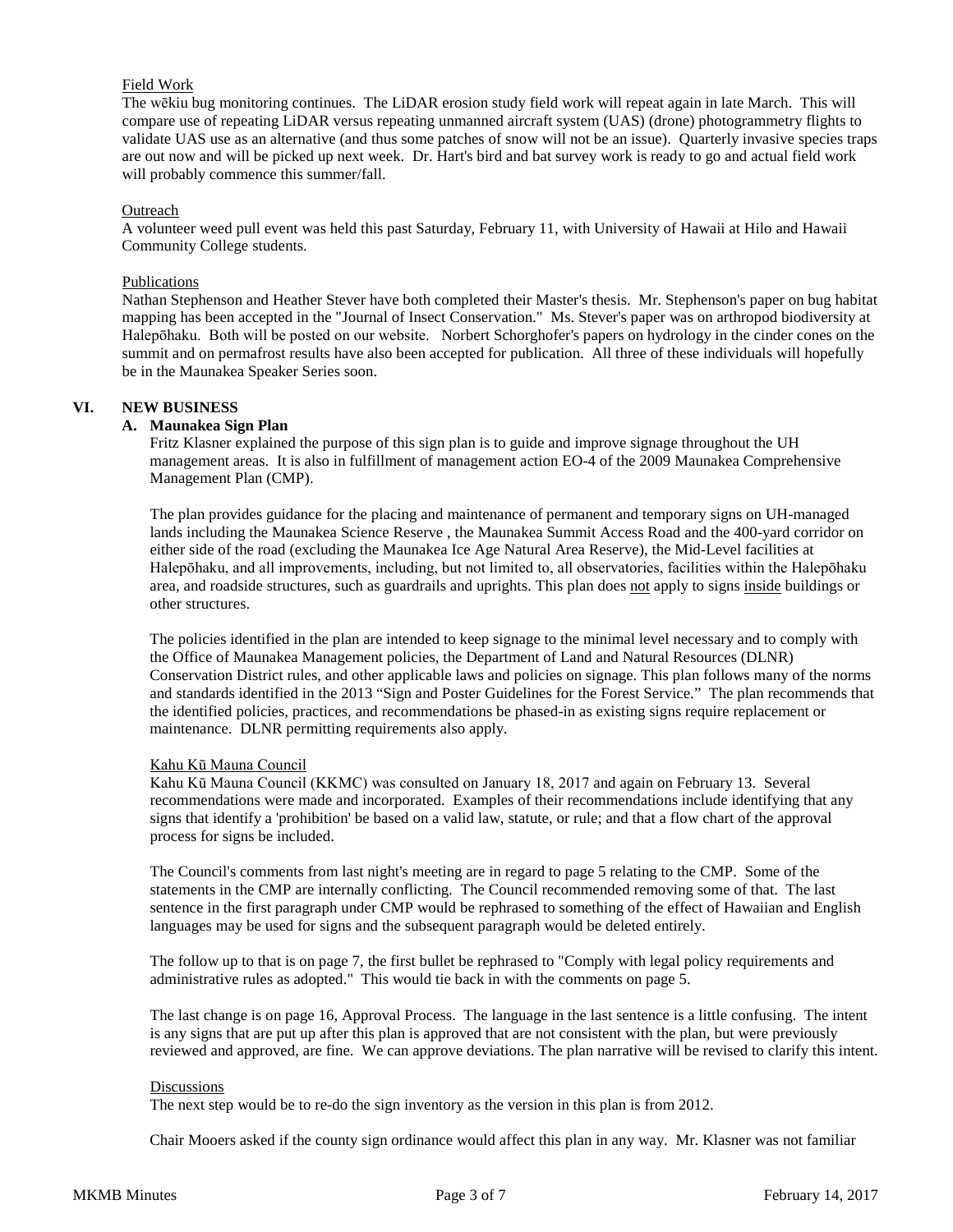Field Work

The wēkiu bug monitoring continues. The LiDAR erosion study field work will repeat again in late March. This will compare use of repeating LiDAR versus repeating unmanned aircraft system (UAS) (drone) photogrammetry flights to validate UAS use as an alternative (and thus some patches of snow will not be an issue). Quarterly invasive species traps are out now and will be picked up next week. Dr. Hart's bird and bat survey work is ready to go and actual field work will probably commence this summer/fall.

Outreach

A volunteer weed pull event was held this past Saturday, February 11, with University of Hawaii at Hilo and Hawaii Community College students.

Publications

Nathan Stephenson and Heather Stever have both completed their Master's thesis. Mr. Stephenson's paper on bug habitat mapping has been accepted in the "Journal of Insect Conservation." Ms. Stever's paper was on arthropod biodiversity at Halepōhaku. Both will be posted on our website. Norbert Schorghofer's papers on hydrology in the cinder cones on the summit and on permafrost results have also been accepted for publication. All three of these individuals will hopefully be in the Maunakea Speaker Series soon.

## VI. NEW BUSINESS

### A. Maunakea Sign Plan

Fritz Klasner explained the purpose of this sign plan is to guide and improve signage throughout the UH management areas. It is also in fulfillment of management action EO-4 of the 2009 Maunakea Comprehensive Management Plan (CMP).

The plan provides guidance for the placing and maintenance of permanent and temporary signs on UH-managed lands including the Maunakea Science Reserve , the Maunakea Summit Access Road and the 400-yard corridor on either side of the road (excluding the Maunakea Ice Age Natural Area Reserve), the Mid-Level facilities at Halepōhaku, and all improvements, including, but not limited to, all observatories, facilities within the Halepōhaku area, and roadside structures, such as guardrails and uprights. This plan does not apply to signs inside buildings or other structures.

The policies identified in the plan are intended to keep signage to the minimal level necessary and to comply with the Office of Maunakea Management policies, the Department of Land and Natural Resources (DLNR) Conservation District rules, and other applicable laws and policies on signage. This plan follows many of the norms and standards identified in the 2013 "Sign and Poster Guidelines for the Forest Service." The plan recommends that the identified policies, practices, and recommendations be phased-in as existing signs require replacement or maintenance. DLNR permitting requirements also apply.

Kahu Kū Mauna Council

Kahu Kū Mauna Council (KKMC) was consulted on January 18, 2017 and again on February 13. Several recommendations were made and incorporated. Examples of their recommendations include identifying that any signs that identify a 'prohibition' be based on a valid law, statute, or rule; and that a flow chart of the approval process for signs be included.

The Council's comments from last night's meeting are in regard to page 5 relating to the CMP. Some of the statements in the CMP are internally conflicting. The Council recommended removing some of that. The last sentence in the first paragraph under CMP would be rephrased to something of the effect of Hawaiian and English languages may be used for signs and the subsequent paragraph would be deleted entirely.

The follow up to that is on page 7, the first bullet be rephrased to "Comply with legal policy requirements and administrative rules as adopted." This would tie back in with the comments on page 5.

The last change is on page 16, Approval Process. The language in the last sentence is a little confusing. The intent is any signs that are put up after this plan is approved that are not consistent with the plan, but were previously reviewed and approved, are fine. We can approve deviations. The plan narrative will be revised to clarify this intent.

Discussions

The next step would be to re-do the sign inventory as the version in this plan is from 2012.

Chair Mooers asked if the county sign ordinance would affect this plan in any way. Mr. Klasner was not familiar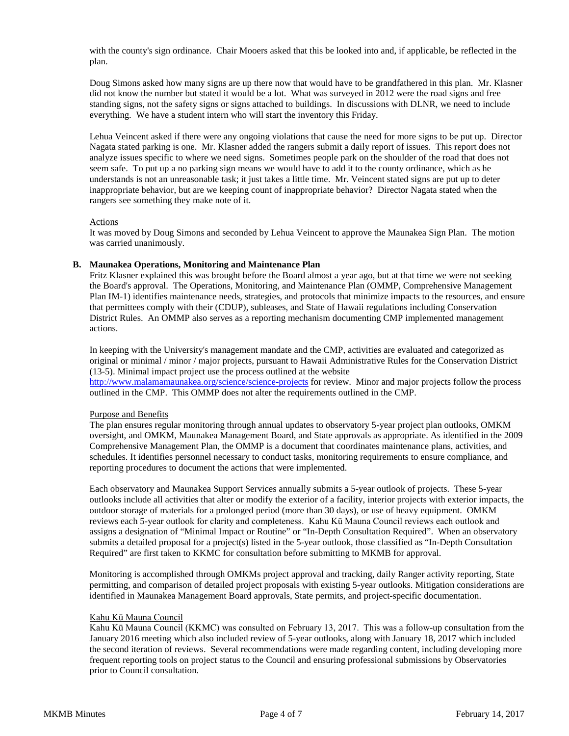with the county's sign ordinance. Chair Mooers asked that this be looked into and, if applicable, be reflected in the plan.

Doug Simons asked how many signs are up there now that would have to be grandfathered in this plan. Mr. Klasner did not know the number but stated it would be a lot. What was surveyed in 2012 were the road signs and free standing signs, not the safety signs or signs attached to buildings. In discussions with DLNR, we need to include everything. We have a student intern who will start the inventory this Friday.

Lehua Veincent asked if there were any ongoing violations that cause the need for more signs to be put up. Director Nagata stated parking is one. Mr. Klasner added the rangers submit a daily report of issues. This report does not analyze issues specific to where we need signs. Sometimes people park on the shoulder of the road that does not seem safe. To put up a no parking sign means we would have to add it to the county ordinance, which as he understands is not an unreasonable task; it just takes a little time. Mr. Veincent stated signs are put up to deter inappropriate behavior, but are we keeping count of inappropriate behavior? Director Nagata stated when the rangers see something they make note of it.

Actions

It was moved by Doug Simons and seconded by Lehua Veincent to approve the Maunakea Sign Plan. The motion was carried unanimously.

**B. Maunakea Operations, Monitoring and Maintenance Plan**

Fritz Klasner explained this was brought before the Board almost a year ago, but at that time we were not seeking the Board's approval. The Operations, Monitoring, and Maintenance Plan (OMMP, Comprehensive Management Plan IM-1) identifies maintenance needs, strategies, and protocols that minimize impacts to the resources, and ensure that permittees comply with their (CDUP), subleases, and State of Hawaii regulations including Conservation District Rules. An OMMP also serves as a reporting mechanism documenting CMP implemented management actions.

In keeping with the University's management mandate and the CMP, activities are evaluated and categorized as original or minimal / minor / major projects, pursuant to Hawaii Administrative Rules for the Conservation District (13-5). Minimal impact project use the process outlined at the website http://www.malamamaunakea.org/science/science-projects for review. Minor and major projects follow the process outlined in the CMP. This OMMP does not alter the requirements outlined in the CMP.

Purpose and Benefits

The plan ensures regular monitoring through annual updates to observatory 5-year project plan outlooks, OMKM oversight, and OMKM, Maunakea Management Board, and State approvals as appropriate. As identified in the 2009 Comprehensive Management Plan, the OMMP is a document that coordinates maintenance plans, activities, and schedules. It identifies personnel necessary to conduct tasks, monitoring requirements to ensure compliance, and reporting procedures to document the actions that were implemented.

Each observatory and Maunakea Support Services annually submits a 5-year outlook of projects. These 5-year outlooks include all activities that alter or modify the exterior of a facility, interior projects with exterior impacts, the outdoor storage of materials for a prolonged period (more than 30 days), or use of heavy equipment. OMKM reviews each 5-year outlook for clarity and completeness. Kahu Kū Mauna Council reviews each outlook and assigns a designation of "Minimal Impact or Routine" or "In-Depth Consultation Required". When an observatory submits a detailed proposal for a project(s) listed in the 5-year outlook, those classified as "In-Depth Consultation Required" are first taken to KKMC for consultation before submitting to MKMB for approval.

Monitoring is accomplished through OMKMs project approval and tracking, daily Ranger activity reporting, State permitting, and comparison of detailed project proposals with existing 5-year outlooks. Mitigation considerations are identified in Maunakea Management Board approvals, State permits, and project-specific documentation.

Kahu Kū Mauna Council

Kahu Kū Mauna Council (KKMC) was consulted on February 13, 2017. This was a follow-up consultation from the January 2016 meeting which also included review of 5-year outlooks, along with January 18, 2017 which included the second iteration of reviews. Several recommendations were made regarding content, including developing more frequent reporting tools on project status to the Council and ensuring professional submissions by Observatories prior to Council consultation.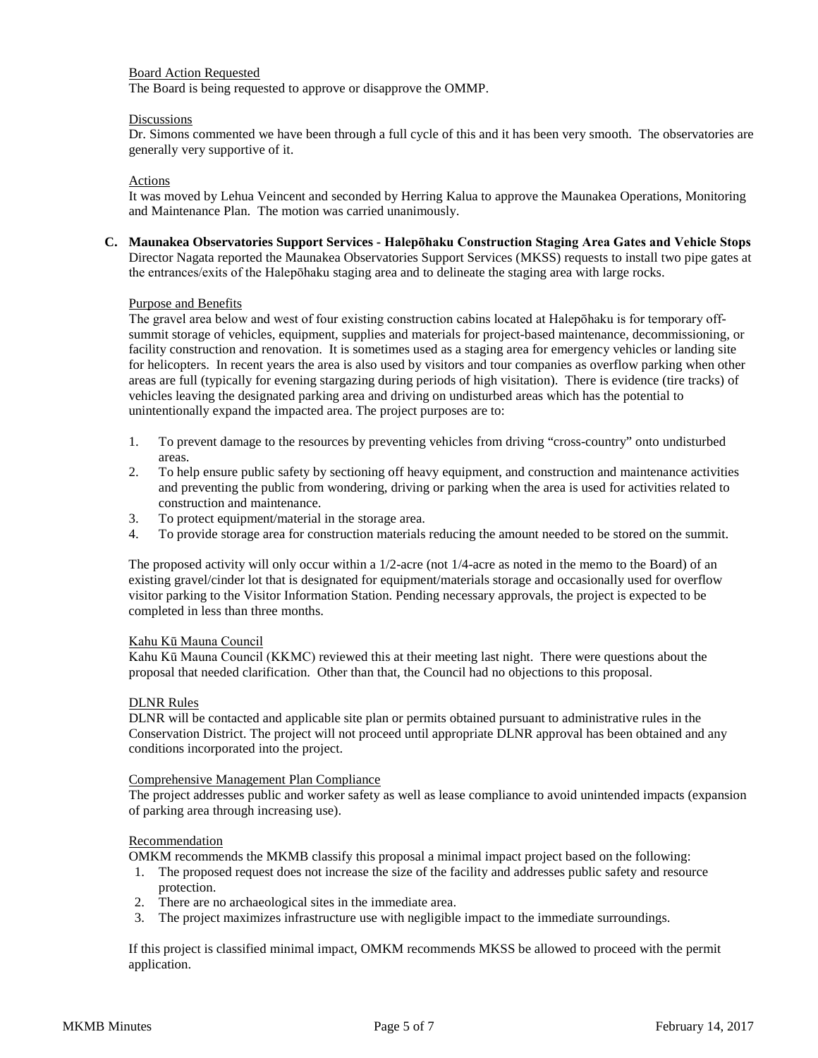Board Action Requested

The Board is being requested to approve or disapprove the OMMP.

Discussions

Dr. Simons commented we have been through a full cycle of this and it has been very smooth. The observatories are generally very supportive of it.

Actions

It was moved by Lehua Veincent and seconded by Herring Kalua to approve the Maunakea Operations, Monitoring and Maintenance Plan. The motion was carried unanimously.

**C. Maunakea Observatories Support Services - Halepōhaku Construction Staging Area Gates and Vehicle Stops**

Director Nagata reported the Maunakea Observatories Support Services (MKSS) requests to install two pipe gates at the entrances/exits of the Halepōhaku staging area and to delineate the staging area with large rocks.

Purpose and Benefits

The gravel area below and west of four existing construction cabins located at Halepōhaku is for temporary off-summit storage of vehicles, equipment, supplies and materials for project-based maintenance, decommissioning, or facility construction and renovation. It is sometimes used as a staging area for emergency vehicles or landing site for helicopters. In recent years the area is also used by visitors and tour companies as overflow parking when other areas are full (typically for evening stargazing during periods of high visitation). There is evidence (tire tracks) of vehicles leaving the designated parking area and driving on undisturbed areas which has the potential to unintentionally expand the impacted area. The project purposes are to:

1. To prevent damage to the resources by preventing vehicles from driving "cross-country" onto undisturbed areas.
2. To help ensure public safety by sectioning off heavy equipment, and construction and maintenance activities and preventing the public from wondering, driving or parking when the area is used for activities related to construction and maintenance.
3. To protect equipment/material in the storage area.
4. To provide storage area for construction materials reducing the amount needed to be stored on the summit.

The proposed activity will only occur within a 1/2-acre (not 1/4-acre as noted in the memo to the Board) of an existing gravel/cinder lot that is designated for equipment/materials storage and occasionally used for overflow visitor parking to the Visitor Information Station. Pending necessary approvals, the project is expected to be completed in less than three months.

Kahu Kū Mauna Council

Kahu Kū Mauna Council (KKMC) reviewed this at their meeting last night. There were questions about the proposal that needed clarification. Other than that, the Council had no objections to this proposal.

DLNR Rules

DLNR will be contacted and applicable site plan or permits obtained pursuant to administrative rules in the Conservation District. The project will not proceed until appropriate DLNR approval has been obtained and any conditions incorporated into the project.

Comprehensive Management Plan Compliance

The project addresses public and worker safety as well as lease compliance to avoid unintended impacts (expansion of parking area through increasing use).

Recommendation

OMKM recommends the MKMB classify this proposal a minimal impact project based on the following:

1. The proposed request does not increase the size of the facility and addresses public safety and resource protection.
2. There are no archaeological sites in the immediate area.
3. The project maximizes infrastructure use with negligible impact to the immediate surroundings.

If this project is classified minimal impact, OMKM recommends MKSS be allowed to proceed with the permit application.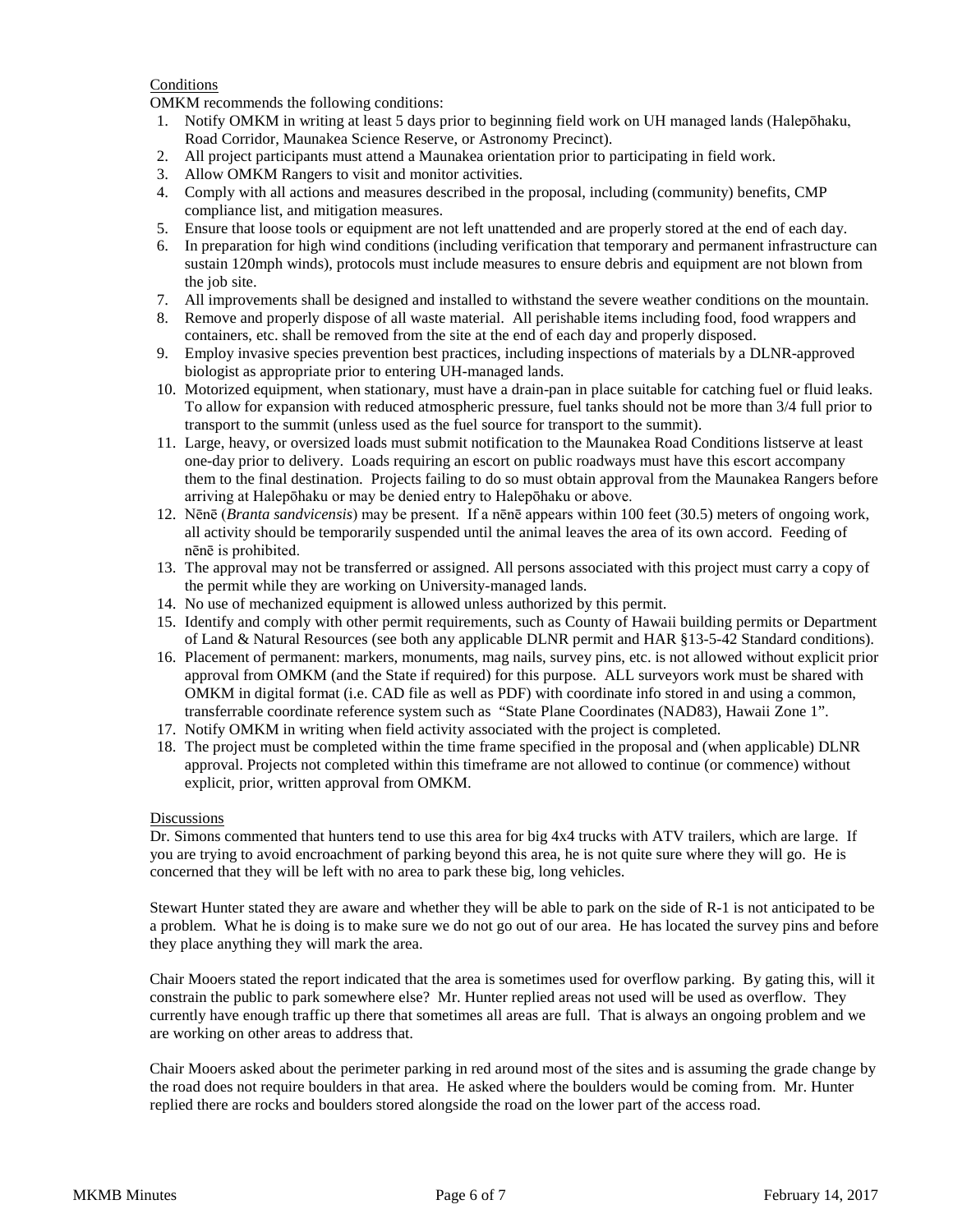Conditions

OMKM recommends the following conditions:

1. Notify OMKM in writing at least 5 days prior to beginning field work on UH managed lands (Halepōhaku, Road Corridor, Maunakea Science Reserve, or Astronomy Precinct).
2. All project participants must attend a Maunakea orientation prior to participating in field work.
3. Allow OMKM Rangers to visit and monitor activities.
4. Comply with all actions and measures described in the proposal, including (community) benefits, CMP compliance list, and mitigation measures.
5. Ensure that loose tools or equipment are not left unattended and are properly stored at the end of each day.
6. In preparation for high wind conditions (including verification that temporary and permanent infrastructure can sustain 120mph winds), protocols must include measures to ensure debris and equipment are not blown from the job site.
7. All improvements shall be designed and installed to withstand the severe weather conditions on the mountain.
8. Remove and properly dispose of all waste material. All perishable items including food, food wrappers and containers, etc. shall be removed from the site at the end of each day and properly disposed.
9. Employ invasive species prevention best practices, including inspections of materials by a DLNR-approved biologist as appropriate prior to entering UH-managed lands.
10. Motorized equipment, when stationary, must have a drain-pan in place suitable for catching fuel or fluid leaks. To allow for expansion with reduced atmospheric pressure, fuel tanks should not be more than 3/4 full prior to transport to the summit (unless used as the fuel source for transport to the summit).
11. Large, heavy, or oversized loads must submit notification to the Maunakea Road Conditions listserve at least one-day prior to delivery. Loads requiring an escort on public roadways must have this escort accompany them to the final destination. Projects failing to do so must obtain approval from the Maunakea Rangers before arriving at Halepōhaku or may be denied entry to Halepōhaku or above.
12. Nēnē (*Branta sandvicensis*) may be present. If a nēnē appears within 100 feet (30.5) meters of ongoing work, all activity should be temporarily suspended until the animal leaves the area of its own accord. Feeding of nēnē is prohibited.
13. The approval may not be transferred or assigned. All persons associated with this project must carry a copy of the permit while they are working on University-managed lands.
14. No use of mechanized equipment is allowed unless authorized by this permit.
15. Identify and comply with other permit requirements, such as County of Hawaii building permits or Department of Land & Natural Resources (see both any applicable DLNR permit and HAR §13-5-42 Standard conditions).
16. Placement of permanent: markers, monuments, mag nails, survey pins, etc. is not allowed without explicit prior approval from OMKM (and the State if required) for this purpose. ALL surveyors work must be shared with OMKM in digital format (i.e. CAD file as well as PDF) with coordinate info stored in and using a common, transferrable coordinate reference system such as "State Plane Coordinates (NAD83), Hawaii Zone 1".
17. Notify OMKM in writing when field activity associated with the project is completed.
18. The project must be completed within the time frame specified in the proposal and (when applicable) DLNR approval. Projects not completed within this timeframe are not allowed to continue (or commence) without explicit, prior, written approval from OMKM.

Discussions

Dr. Simons commented that hunters tend to use this area for big 4x4 trucks with ATV trailers, which are large. If you are trying to avoid encroachment of parking beyond this area, he is not quite sure where they will go. He is concerned that they will be left with no area to park these big, long vehicles.

Stewart Hunter stated they are aware and whether they will be able to park on the side of R-1 is not anticipated to be a problem. What he is doing is to make sure we do not go out of our area. He has located the survey pins and before they place anything they will mark the area.

Chair Mooers stated the report indicated that the area is sometimes used for overflow parking. By gating this, will it constrain the public to park somewhere else? Mr. Hunter replied areas not used will be used as overflow. They currently have enough traffic up there that sometimes all areas are full. That is always an ongoing problem and we are working on other areas to address that.

Chair Mooers asked about the perimeter parking in red around most of the sites and is assuming the grade change by the road does not require boulders in that area. He asked where the boulders would be coming from. Mr. Hunter replied there are rocks and boulders stored alongside the road on the lower part of the access road.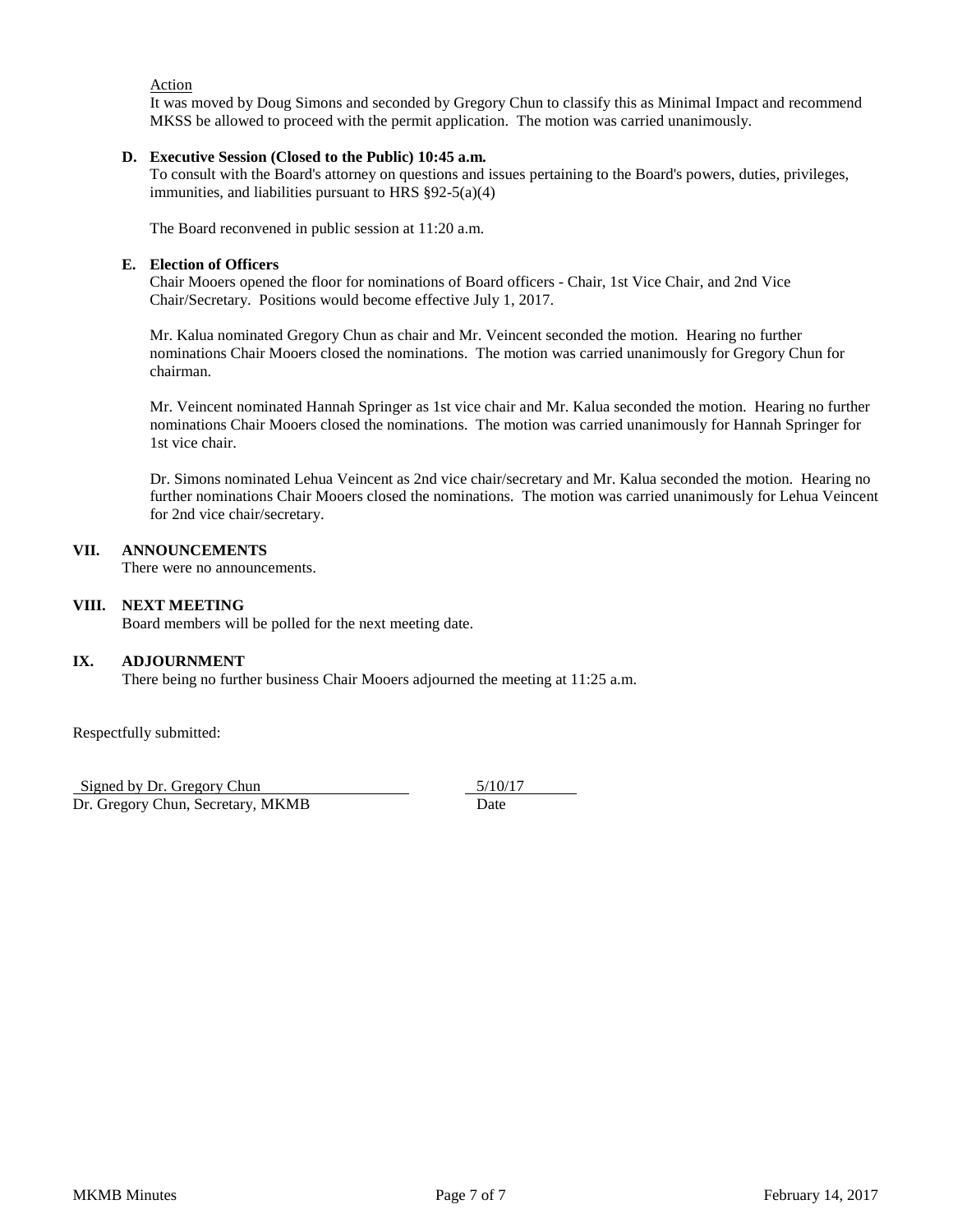Action

It was moved by Doug Simons and seconded by Gregory Chun to classify this as Minimal Impact and recommend MKSS be allowed to proceed with the permit application. The motion was carried unanimously.

**D. Executive Session (Closed to the Public) 10:45 a.m.**

To consult with the Board's attorney on questions and issues pertaining to the Board's powers, duties, privileges, immunities, and liabilities pursuant to HRS §92-5(a)(4)

The Board reconvened in public session at 11:20 a.m.

**E. Election of Officers**

Chair Mooers opened the floor for nominations of Board officers - Chair, 1st Vice Chair, and 2nd Vice Chair/Secretary. Positions would become effective July 1, 2017.

Mr. Kalua nominated Gregory Chun as chair and Mr. Veincent seconded the motion. Hearing no further nominations Chair Mooers closed the nominations. The motion was carried unanimously for Gregory Chun for chairman.

Mr. Veincent nominated Hannah Springer as 1st vice chair and Mr. Kalua seconded the motion. Hearing no further nominations Chair Mooers closed the nominations. The motion was carried unanimously for Hannah Springer for 1st vice chair.

Dr. Simons nominated Lehua Veincent as 2nd vice chair/secretary and Mr. Kalua seconded the motion. Hearing no further nominations Chair Mooers closed the nominations. The motion was carried unanimously for Lehua Veincent for 2nd vice chair/secretary.

## VII. ANNOUNCEMENTS

There were no announcements.

## VIII. NEXT MEETING

Board members will be polled for the next meeting date.

## IX. ADJOURNMENT

There being no further business Chair Mooers adjourned the meeting at 11:25 a.m.

Respectfully submitted:

Signed by Dr. Gregory Chun — 5/10/17

Dr. Gregory Chun, Secretary, MKMB — Date